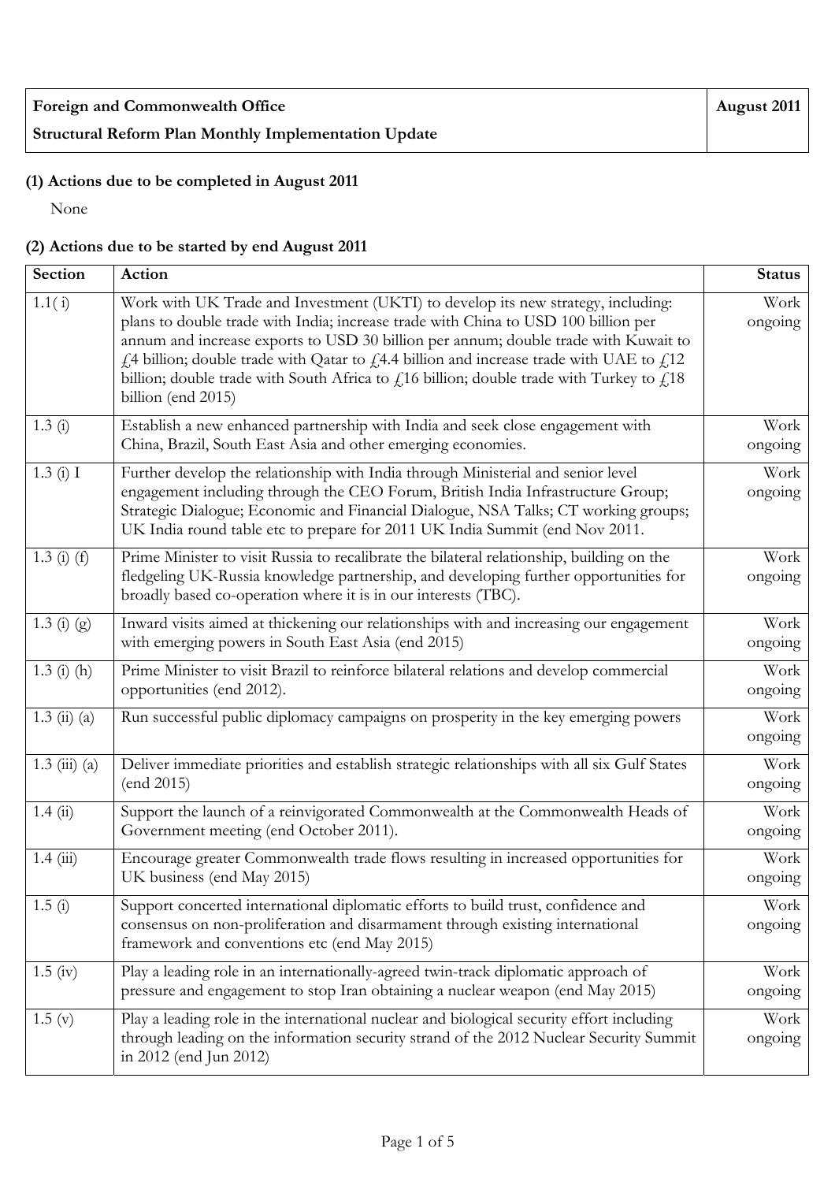| **Foreign and Commonwealth Office** | **August 2011** |
|---|---|
| **Structural Reform Plan Monthly Implementation Update** | |

**(1) Actions due to be completed in August 2011**

None

**(2) Actions due to be started by end August 2011**

| Section | Action | Status |
|---|---|---|
| 1.1( i) | Work with UK Trade and Investment (UKTI) to develop its new strategy, including: plans to double trade with India; increase trade with China to USD 100 billion per annum and increase exports to USD 30 billion per annum; double trade with Kuwait to £4 billion; double trade with Qatar to £4.4 billion and increase trade with UAE to £12 billion; double trade with South Africa to £16 billion; double trade with Turkey to £18 billion (end 2015) | Work ongoing |
| 1.3 (i) | Establish a new enhanced partnership with India and seek close engagement with China, Brazil, South East Asia and other emerging economies. | Work ongoing |
| 1.3 (i) I | Further develop the relationship with India through Ministerial and senior level engagement including through the CEO Forum, British India Infrastructure Group; Strategic Dialogue; Economic and Financial Dialogue, NSA Talks; CT working groups; UK India round table etc to prepare for 2011 UK India Summit (end Nov 2011. | Work ongoing |
| 1.3 (i) (f) | Prime Minister to visit Russia to recalibrate the bilateral relationship, building on the fledgeling UK-Russia knowledge partnership, and developing further opportunities for broadly based co-operation where it is in our interests (TBC). | Work ongoing |
| 1.3 (i) (g) | Inward visits aimed at thickening our relationships with and increasing our engagement with emerging powers in South East Asia (end 2015) | Work ongoing |
| 1.3 (i) (h) | Prime Minister to visit Brazil to reinforce bilateral relations and develop commercial opportunities (end 2012). | Work ongoing |
| 1.3 (ii) (a) | Run successful public diplomacy campaigns on prosperity in the key emerging powers | Work ongoing |
| 1.3 (iii) (a) | Deliver immediate priorities and establish strategic relationships with all six Gulf States (end 2015) | Work ongoing |
| 1.4 (ii) | Support the launch of a reinvigorated Commonwealth at the Commonwealth Heads of Government meeting (end October 2011). | Work ongoing |
| 1.4 (iii) | Encourage greater Commonwealth trade flows resulting in increased opportunities for UK business (end May 2015) | Work ongoing |
| 1.5 (i) | Support concerted international diplomatic efforts to build trust, confidence and consensus on non-proliferation and disarmament through existing international framework and conventions etc (end May 2015) | Work ongoing |
| 1.5 (iv) | Play a leading role in an internationally-agreed twin-track diplomatic approach of pressure and engagement to stop Iran obtaining a nuclear weapon (end May 2015) | Work ongoing |
| 1.5 (v) | Play a leading role in the international nuclear and biological security effort including through leading on the information security strand of the 2012 Nuclear Security Summit in 2012 (end Jun 2012) | Work ongoing |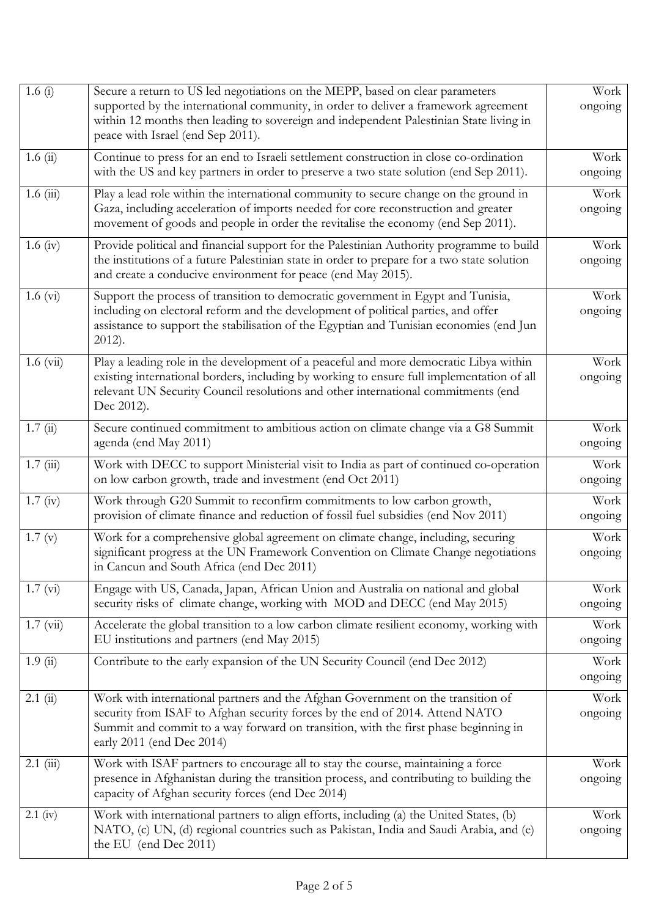| | | |
|---|---|---|
| 1.6 (i) | Secure a return to US led negotiations on the MEPP, based on clear parameters supported by the international community, in order to deliver a framework agreement within 12 months then leading to sovereign and independent Palestinian State living in peace with Israel (end Sep 2011). | Work ongoing |
| 1.6 (ii) | Continue to press for an end to Israeli settlement construction in close co-ordination with the US and key partners in order to preserve a two state solution (end Sep 2011). | Work ongoing |
| 1.6 (iii) | Play a lead role within the international community to secure change on the ground in Gaza, including acceleration of imports needed for core reconstruction and greater movement of goods and people in order the revitalise the economy (end Sep 2011). | Work ongoing |
| 1.6 (iv) | Provide political and financial support for the Palestinian Authority programme to build the institutions of a future Palestinian state in order to prepare for a two state solution and create a conducive environment for peace (end May 2015). | Work ongoing |
| 1.6 (vi) | Support the process of transition to democratic government in Egypt and Tunisia, including on electoral reform and the development of political parties, and offer assistance to support the stabilisation of the Egyptian and Tunisian economies (end Jun 2012). | Work ongoing |
| 1.6 (vii) | Play a leading role in the development of a peaceful and more democratic Libya within existing international borders, including by working to ensure full implementation of all relevant UN Security Council resolutions and other international commitments (end Dec 2012). | Work ongoing |
| 1.7 (ii) | Secure continued commitment to ambitious action on climate change via a G8 Summit agenda (end May 2011) | Work ongoing |
| 1.7 (iii) | Work with DECC to support Ministerial visit to India as part of continued co-operation on low carbon growth, trade and investment (end Oct 2011) | Work ongoing |
| 1.7 (iv) | Work through G20 Summit to reconfirm commitments to low carbon growth, provision of climate finance and reduction of fossil fuel subsidies (end Nov 2011) | Work ongoing |
| 1.7 (v) | Work for a comprehensive global agreement on climate change, including, securing significant progress at the UN Framework Convention on Climate Change negotiations in Cancun and South Africa (end Dec 2011) | Work ongoing |
| 1.7 (vi) | Engage with US, Canada, Japan, African Union and Australia on national and global security risks of climate change, working with MOD and DECC (end May 2015) | Work ongoing |
| 1.7 (vii) | Accelerate the global transition to a low carbon climate resilient economy, working with EU institutions and partners (end May 2015) | Work ongoing |
| 1.9 (ii) | Contribute to the early expansion of the UN Security Council (end Dec 2012) | Work ongoing |
| 2.1 (ii) | Work with international partners and the Afghan Government on the transition of security from ISAF to Afghan security forces by the end of 2014. Attend NATO Summit and commit to a way forward on transition, with the first phase beginning in early 2011 (end Dec 2014) | Work ongoing |
| 2.1 (iii) | Work with ISAF partners to encourage all to stay the course, maintaining a force presence in Afghanistan during the transition process, and contributing to building the capacity of Afghan security forces (end Dec 2014) | Work ongoing |
| 2.1 (iv) | Work with international partners to align efforts, including (a) the United States, (b) NATO, (c) UN, (d) regional countries such as Pakistan, India and Saudi Arabia, and (e) the EU (end Dec 2011) | Work ongoing |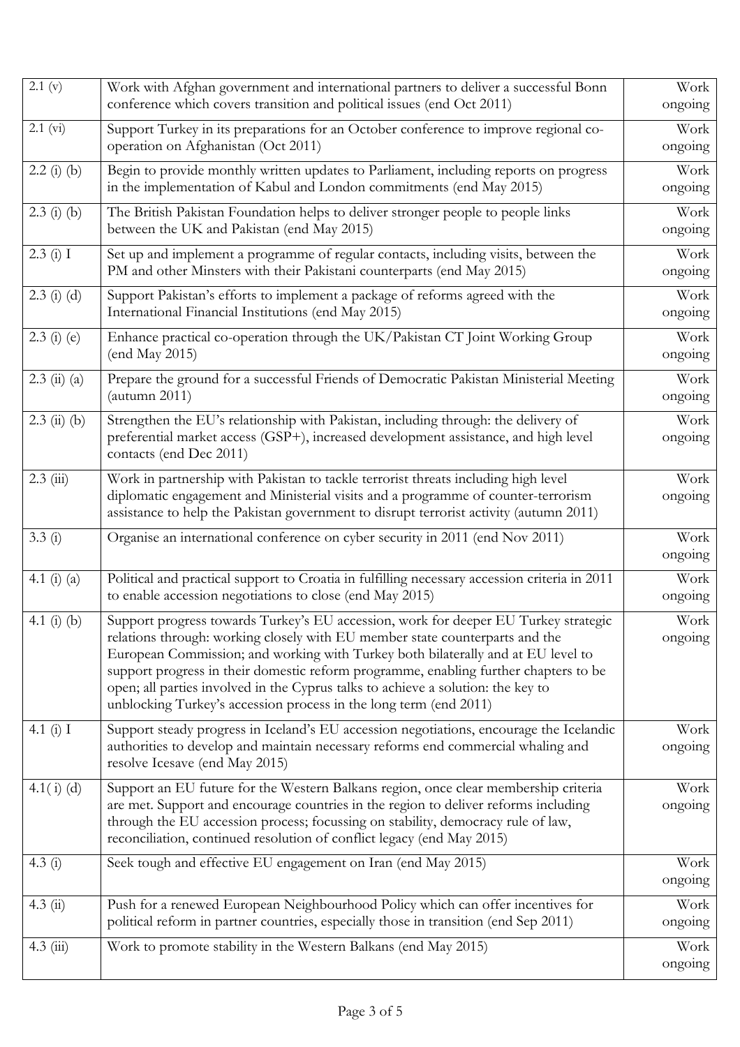| | | |
|---|---|---|
| 2.1 (v) | Work with Afghan government and international partners to deliver a successful Bonn conference which covers transition and political issues (end Oct 2011) | Work ongoing |
| 2.1 (vi) | Support Turkey in its preparations for an October conference to improve regional co-operation on Afghanistan (Oct 2011) | Work ongoing |
| 2.2 (i) (b) | Begin to provide monthly written updates to Parliament, including reports on progress in the implementation of Kabul and London commitments (end May 2015) | Work ongoing |
| 2.3 (i) (b) | The British Pakistan Foundation helps to deliver stronger people to people links between the UK and Pakistan (end May 2015) | Work ongoing |
| 2.3 (i) I | Set up and implement a programme of regular contacts, including visits, between the PM and other Minsters with their Pakistani counterparts (end May 2015) | Work ongoing |
| 2.3 (i) (d) | Support Pakistan's efforts to implement a package of reforms agreed with the International Financial Institutions (end May 2015) | Work ongoing |
| 2.3 (i) (e) | Enhance practical co-operation through the UK/Pakistan CT Joint Working Group (end May 2015) | Work ongoing |
| 2.3 (ii) (a) | Prepare the ground for a successful Friends of Democratic Pakistan Ministerial Meeting (autumn 2011) | Work ongoing |
| 2.3 (ii) (b) | Strengthen the EU's relationship with Pakistan, including through: the delivery of preferential market access (GSP+), increased development assistance, and high level contacts (end Dec 2011) | Work ongoing |
| 2.3 (iii) | Work in partnership with Pakistan to tackle terrorist threats including high level diplomatic engagement and Ministerial visits and a programme of counter-terrorism assistance to help the Pakistan government to disrupt terrorist activity (autumn 2011) | Work ongoing |
| 3.3 (i) | Organise an international conference on cyber security in 2011 (end Nov 2011) | Work ongoing |
| 4.1 (i) (a) | Political and practical support to Croatia in fulfilling necessary accession criteria in 2011 to enable accession negotiations to close (end May 2015) | Work ongoing |
| 4.1 (i) (b) | Support progress towards Turkey's EU accession, work for deeper EU Turkey strategic relations through: working closely with EU member state counterparts and the European Commission; and working with Turkey both bilaterally and at EU level to support progress in their domestic reform programme, enabling further chapters to be open; all parties involved in the Cyprus talks to achieve a solution: the key to unblocking Turkey's accession process in the long term (end 2011) | Work ongoing |
| 4.1 (i) I | Support steady progress in Iceland's EU accession negotiations, encourage the Icelandic authorities to develop and maintain necessary reforms end commercial whaling and resolve Icesave (end May 2015) | Work ongoing |
| 4.1( i) (d) | Support an EU future for the Western Balkans region, once clear membership criteria are met. Support and encourage countries in the region to deliver reforms including through the EU accession process; focussing on stability, democracy rule of law, reconciliation, continued resolution of conflict legacy (end May 2015) | Work ongoing |
| 4.3 (i) | Seek tough and effective EU engagement on Iran (end May 2015) | Work ongoing |
| 4.3 (ii) | Push for a renewed European Neighbourhood Policy which can offer incentives for political reform in partner countries, especially those in transition (end Sep 2011) | Work ongoing |
| 4.3 (iii) | Work to promote stability in the Western Balkans (end May 2015) | Work ongoing |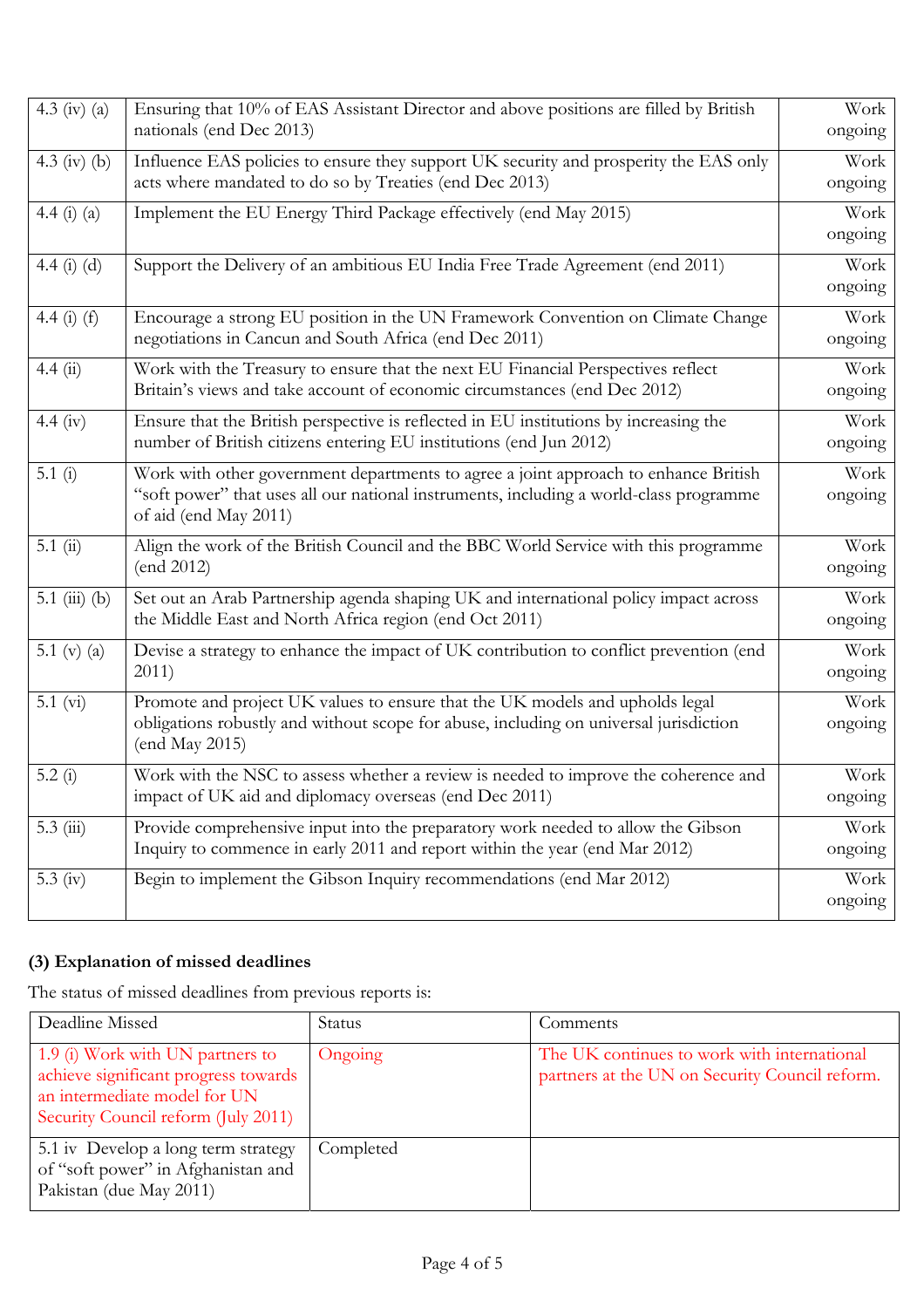| | | |
|---|---|---|
| 4.3 (iv) (a) | Ensuring that 10% of EAS Assistant Director and above positions are filled by British nationals (end Dec 2013) | Work ongoing |
| 4.3 (iv) (b) | Influence EAS policies to ensure they support UK security and prosperity the EAS only acts where mandated to do so by Treaties (end Dec 2013) | Work ongoing |
| 4.4 (i) (a) | Implement the EU Energy Third Package effectively (end May 2015) | Work ongoing |
| 4.4 (i) (d) | Support the Delivery of an ambitious EU India Free Trade Agreement (end 2011) | Work ongoing |
| 4.4 (i) (f) | Encourage a strong EU position in the UN Framework Convention on Climate Change negotiations in Cancun and South Africa (end Dec 2011) | Work ongoing |
| 4.4 (ii) | Work with the Treasury to ensure that the next EU Financial Perspectives reflect Britain's views and take account of economic circumstances (end Dec 2012) | Work ongoing |
| 4.4 (iv) | Ensure that the British perspective is reflected in EU institutions by increasing the number of British citizens entering EU institutions (end Jun 2012) | Work ongoing |
| 5.1 (i) | Work with other government departments to agree a joint approach to enhance British "soft power" that uses all our national instruments, including a world-class programme of aid (end May 2011) | Work ongoing |
| 5.1 (ii) | Align the work of the British Council and the BBC World Service with this programme (end 2012) | Work ongoing |
| 5.1 (iii) (b) | Set out an Arab Partnership agenda shaping UK and international policy impact across the Middle East and North Africa region (end Oct 2011) | Work ongoing |
| 5.1 (v) (a) | Devise a strategy to enhance the impact of UK contribution to conflict prevention (end 2011) | Work ongoing |
| 5.1 (vi) | Promote and project UK values to ensure that the UK models and upholds legal obligations robustly and without scope for abuse, including on universal jurisdiction (end May 2015) | Work ongoing |
| 5.2 (i) | Work with the NSC to assess whether a review is needed to improve the coherence and impact of UK aid and diplomacy overseas (end Dec 2011) | Work ongoing |
| 5.3 (iii) | Provide comprehensive input into the preparatory work needed to allow the Gibson Inquiry to commence in early 2011 and report within the year (end Mar 2012) | Work ongoing |
| 5.3 (iv) | Begin to implement the Gibson Inquiry recommendations (end Mar 2012) | Work ongoing |

**(3) Explanation of missed deadlines**

The status of missed deadlines from previous reports is:

| Deadline Missed | Status | Comments |
|---|---|---|
| 1.9 (i) Work with UN partners to achieve significant progress towards an intermediate model for UN Security Council reform (July 2011) | Ongoing | The UK continues to work with international partners at the UN on Security Council reform. |
| 5.1 iv Develop a long term strategy of "soft power" in Afghanistan and Pakistan (due May 2011) | Completed | |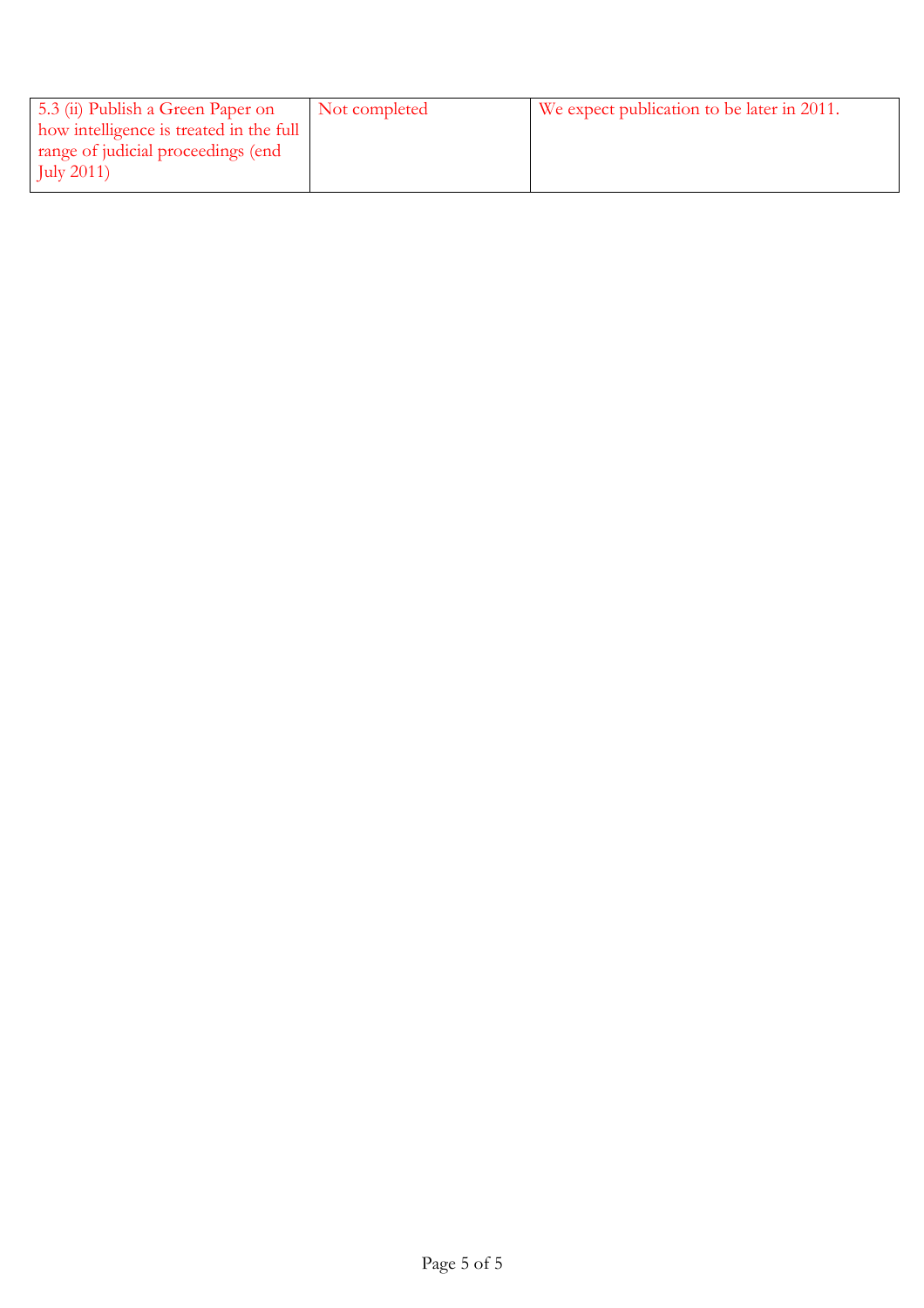| | | |
|---|---|---|
| 5.3 (ii) Publish a Green Paper on how intelligence is treated in the full range of judicial proceedings (end July 2011) | Not completed | We expect publication to be later in 2011. |